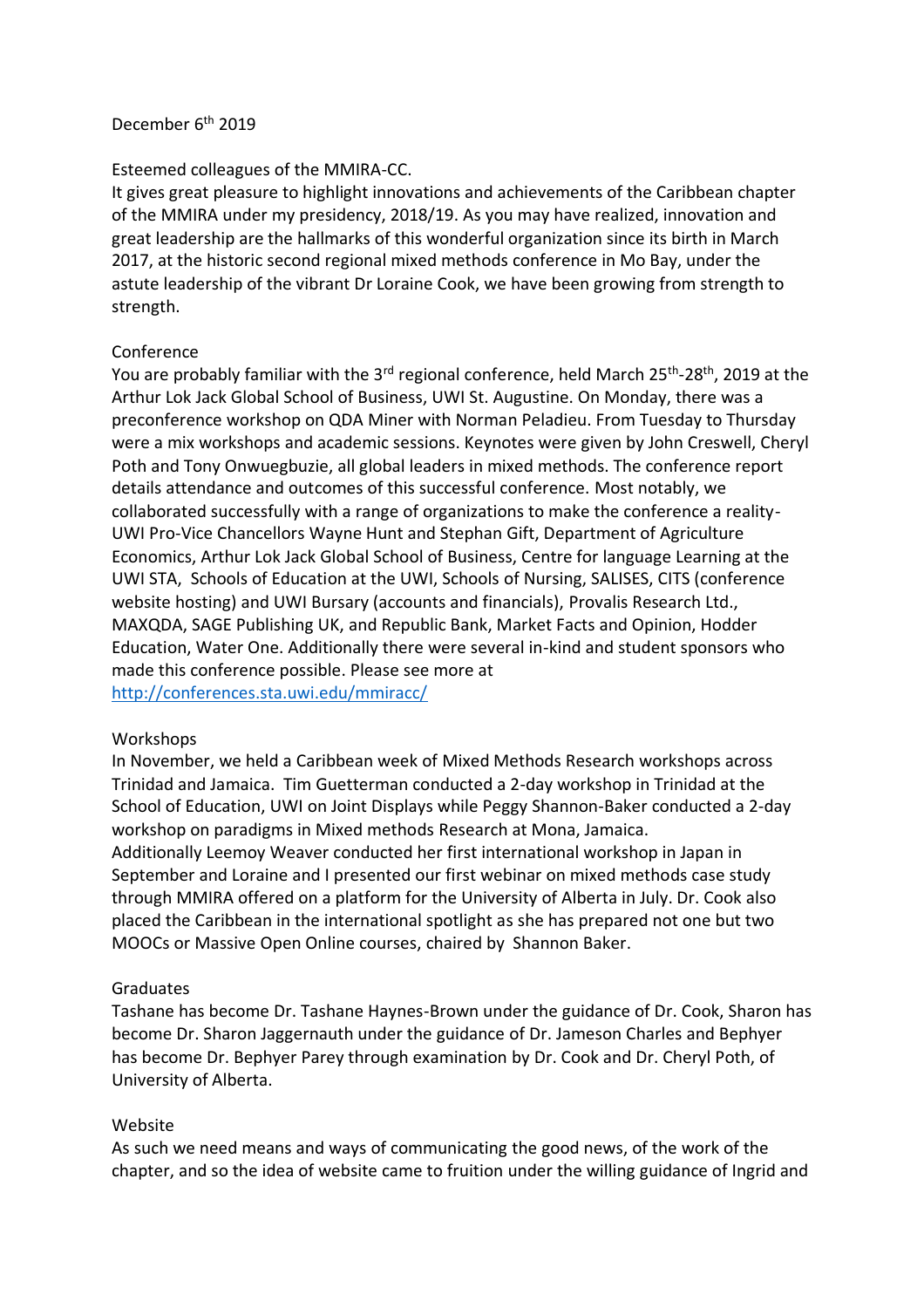December 6th 2019

Esteemed colleagues of the MMIRA-CC.

It gives great pleasure to highlight innovations and achievements of the Caribbean chapter of the MMIRA under my presidency, 2018/19. As you may have realized, innovation and great leadership are the hallmarks of this wonderful organization since its birth in March 2017, at the historic second regional mixed methods conference in Mo Bay, under the astute leadership of the vibrant Dr Loraine Cook, we have been growing from strength to strength.

Conference

You are probably familiar with the 3rd regional conference, held March 25th-28th, 2019 at the Arthur Lok Jack Global School of Business, UWI St. Augustine. On Monday, there was a preconference workshop on QDA Miner with Norman Peladieu. From Tuesday to Thursday were a mix workshops and academic sessions. Keynotes were given by John Creswell, Cheryl Poth and Tony Onwuegbuzie, all global leaders in mixed methods. The conference report details attendance and outcomes of this successful conference. Most notably, we collaborated successfully with a range of organizations to make the conference a reality-UWI Pro-Vice Chancellors Wayne Hunt and Stephan Gift, Department of Agriculture Economics, Arthur Lok Jack Global School of Business, Centre for language Learning at the UWI STA, Schools of Education at the UWI, Schools of Nursing, SALISES, CITS (conference website hosting) and UWI Bursary (accounts and financials), Provalis Research Ltd., MAXQDA, SAGE Publishing UK, and Republic Bank, Market Facts and Opinion, Hodder Education, Water One. Additionally there were several in-kind and student sponsors who made this conference possible. Please see more at [http://conferences.sta.uwi.edu/mmiracc/](http://conferences.sta.uwi.edu/mmiracc/)

Workshops

In November, we held a Caribbean week of Mixed Methods Research workshops across Trinidad and Jamaica. Tim Guetterman conducted a 2-day workshop in Trinidad at the School of Education, UWI on Joint Displays while Peggy Shannon-Baker conducted a 2-day workshop on paradigms in Mixed methods Research at Mona, Jamaica.

Additionally Leemoy Weaver conducted her first international workshop in Japan in September and Loraine and I presented our first webinar on mixed methods case study through MMIRA offered on a platform for the University of Alberta in July. Dr. Cook also placed the Caribbean in the international spotlight as she has prepared not one but two MOOCs or Massive Open Online courses, chaired by Shannon Baker.

Graduates

Tashane has become Dr. Tashane Haynes-Brown under the guidance of Dr. Cook, Sharon has become Dr. Sharon Jaggernauth under the guidance of Dr. Jameson Charles and Bephyer has become Dr. Bephyer Parey through examination by Dr. Cook and Dr. Cheryl Poth, of University of Alberta.

Website

As such we need means and ways of communicating the good news, of the work of the chapter, and so the idea of website came to fruition under the willing guidance of Ingrid and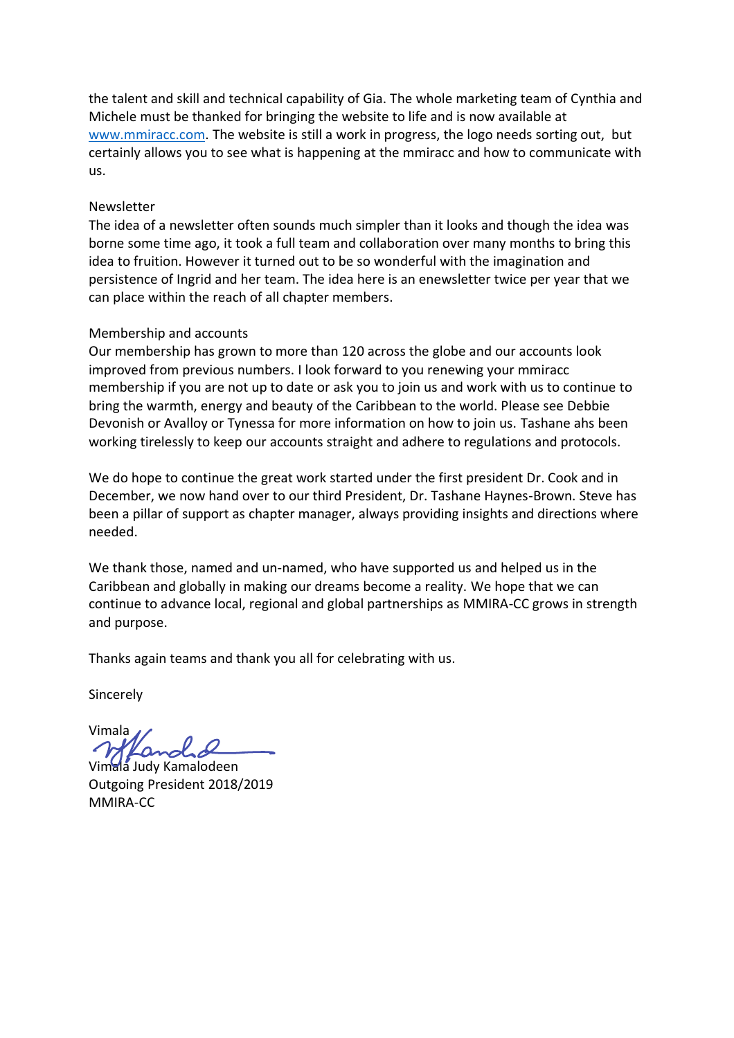the talent and skill and technical capability of Gia. The whole marketing team of Cynthia and Michele must be thanked for bringing the website to life and is now available at [www.mmiracc.com](http://www.mmiracc.com). The website is still a work in progress, the logo needs sorting out, but certainly allows you to see what is happening at the mmiracc and how to communicate with us.

Newsletter

The idea of a newsletter often sounds much simpler than it looks and though the idea was borne some time ago, it took a full team and collaboration over many months to bring this idea to fruition. However it turned out to be so wonderful with the imagination and persistence of Ingrid and her team. The idea here is an enewsletter twice per year that we can place within the reach of all chapter members.

Membership and accounts

Our membership has grown to more than 120 across the globe and our accounts look improved from previous numbers. I look forward to you renewing your mmiracc membership if you are not up to date or ask you to join us and work with us to continue to bring the warmth, energy and beauty of the Caribbean to the world. Please see Debbie Devonish or Avalloy or Tynessa for more information on how to join us. Tashane ahs been working tirelessly to keep our accounts straight and adhere to regulations and protocols.

We do hope to continue the great work started under the first president Dr. Cook and in December, we now hand over to our third President, Dr. Tashane Haynes-Brown. Steve has been a pillar of support as chapter manager, always providing insights and directions where needed.

We thank those, named and un-named, who have supported us and helped us in the Caribbean and globally in making our dreams become a reality. We hope that we can continue to advance local, regional and global partnerships as MMIRA-CC grows in strength and purpose.

Thanks again teams and thank you all for celebrating with us.

Sincerely

Vimala

Vimala Judy Kamalodeen  
Outgoing President 2018/2019  
MMIRA-CC